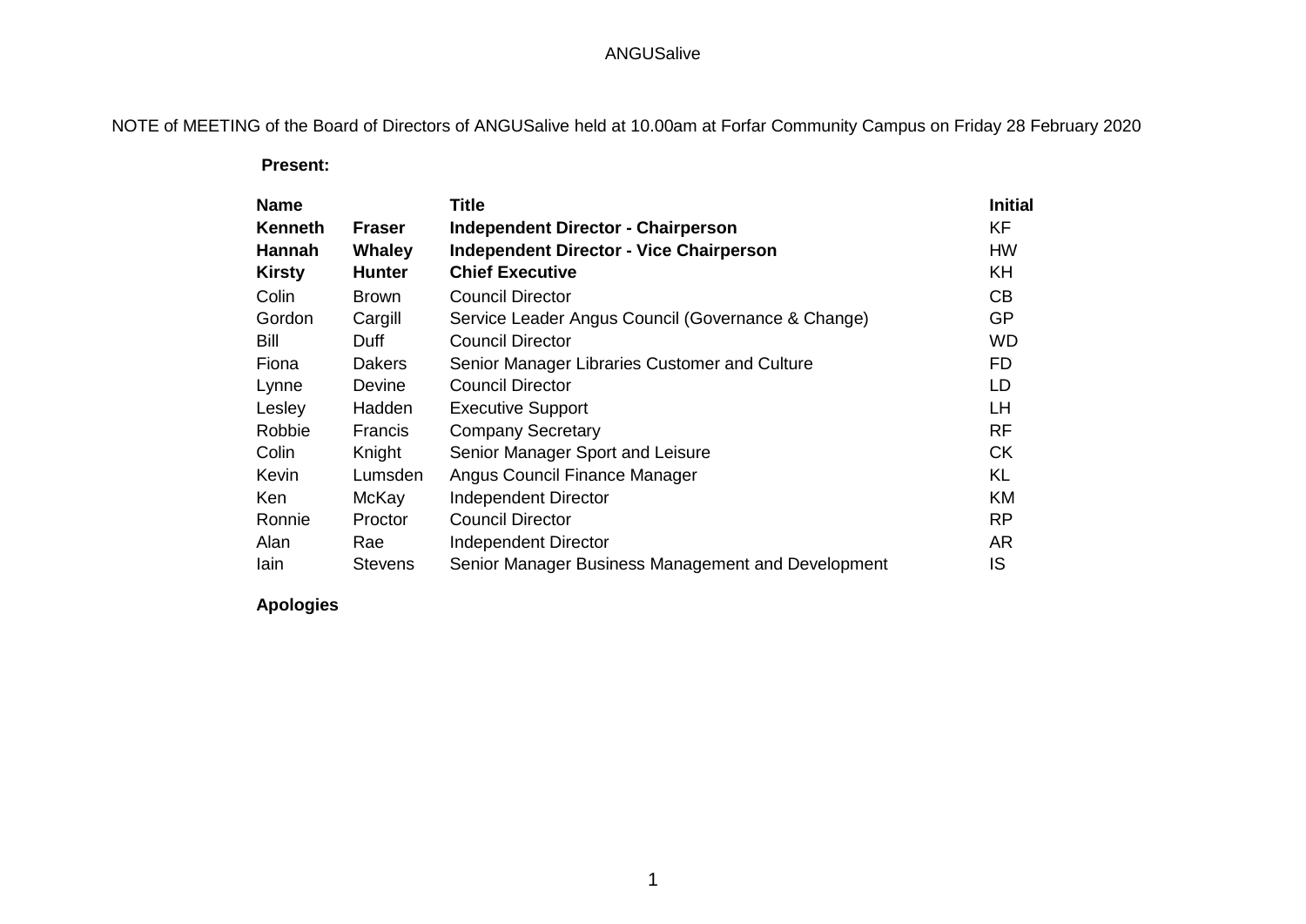ANGUSalive

NOTE of MEETING of the Board of Directors of ANGUSalive held at 10.00am at Forfar Community Campus on Friday 28 February 2020

**Present:**

| Name | | Title | Initial |
|---|---|---|---|
| **Kenneth** | **Fraser** | **Independent Director - Chairperson** | KF |
| **Hannah** | **Whaley** | **Independent Director - Vice Chairperson** | HW |
| **Kirsty** | **Hunter** | **Chief Executive** | KH |
| Colin | Brown | Council Director | CB |
| Gordon | Cargill | Service Leader Angus Council (Governance & Change) | GP |
| Bill | Duff | Council Director | WD |
| Fiona | Dakers | Senior Manager Libraries Customer and Culture | FD |
| Lynne | Devine | Council Director | LD |
| Lesley | Hadden | Executive Support | LH |
| Robbie | Francis | Company Secretary | RF |
| Colin | Knight | Senior Manager Sport and Leisure | CK |
| Kevin | Lumsden | Angus Council Finance Manager | KL |
| Ken | McKay | Independent Director | KM |
| Ronnie | Proctor | Council Director | RP |
| Alan | Rae | Independent Director | AR |
| Iain | Stevens | Senior Manager Business Management and Development | IS |

**Apologies**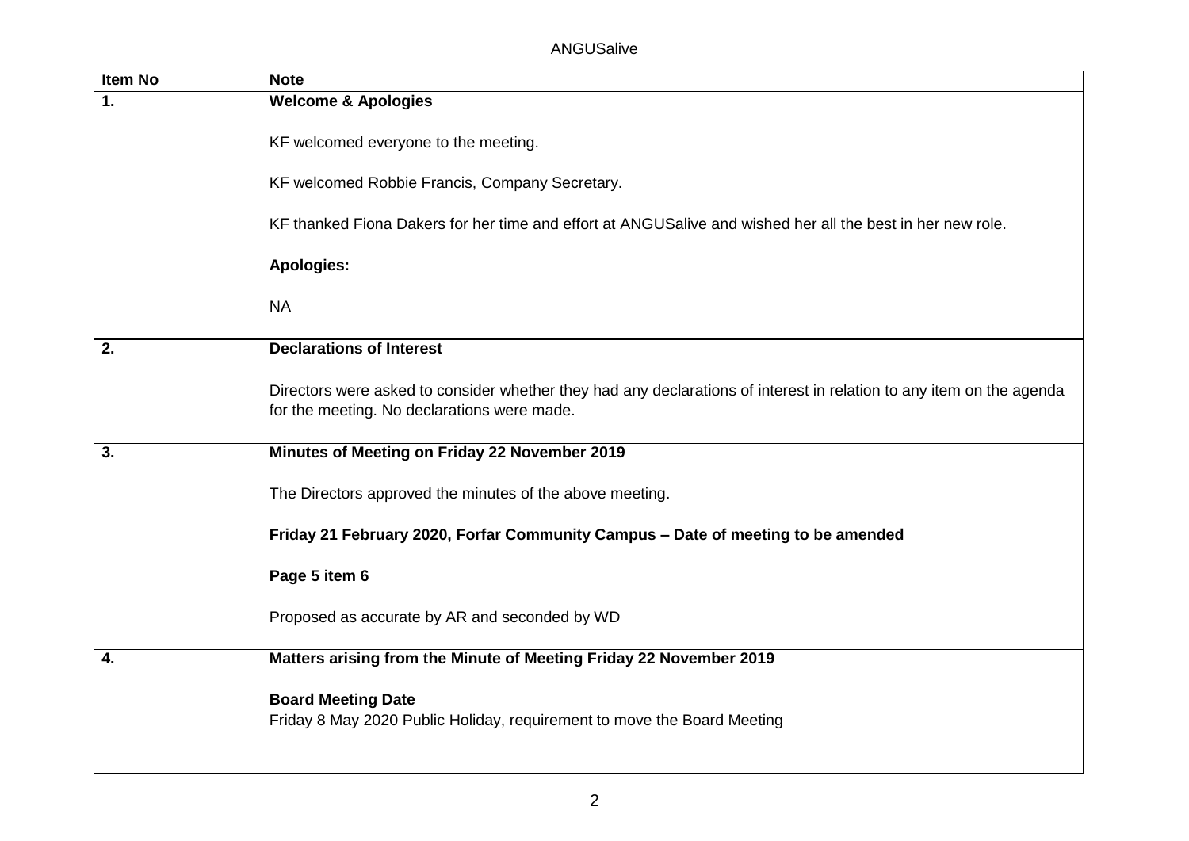| Item No | Note |
| --- | --- |
| **1.** | **Welcome & Apologies**<br><br>KF welcomed everyone to the meeting.<br><br>KF welcomed Robbie Francis, Company Secretary.<br><br>KF thanked Fiona Dakers for her time and effort at ANGUSalive and wished her all the best in her new role.<br><br>**Apologies:**<br><br>NA |
| **2.** | **Declarations of Interest**<br><br>Directors were asked to consider whether they had any declarations of interest in relation to any item on the agenda for the meeting. No declarations were made. |
| **3.** | **Minutes of Meeting on Friday 22 November 2019**<br><br>The Directors approved the minutes of the above meeting.<br><br>**Friday 21 February 2020, Forfar Community Campus – Date of meeting to be amended**<br><br>**Page 5 item 6**<br><br>Proposed as accurate by AR and seconded by WD |
| **4.** | **Matters arising from the Minute of Meeting Friday 22 November 2019**<br><br>**Board Meeting Date**<br>Friday 8 May 2020 Public Holiday, requirement to move the Board Meeting |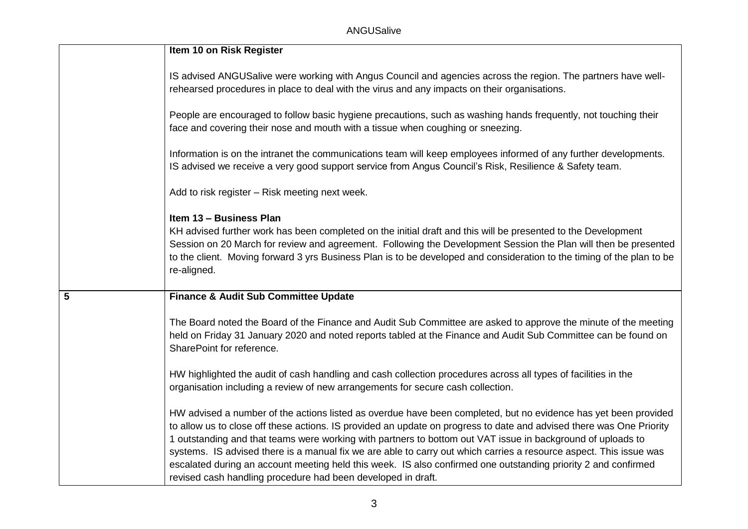|  |  |
|---|---|
|  | **Item 10 on Risk Register**<br><br>IS advised ANGUSalive were working with Angus Council and agencies across the region. The partners have well-rehearsed procedures in place to deal with the virus and any impacts on their organisations.<br><br>People are encouraged to follow basic hygiene precautions, such as washing hands frequently, not touching their face and covering their nose and mouth with a tissue when coughing or sneezing.<br><br>Information is on the intranet the communications team will keep employees informed of any further developments. IS advised we receive a very good support service from Angus Council's Risk, Resilience & Safety team.<br><br>Add to risk register – Risk meeting next week.<br><br>**Item 13 – Business Plan**<br>KH advised further work has been completed on the initial draft and this will be presented to the Development Session on 20 March for review and agreement. Following the Development Session the Plan will then be presented to the client. Moving forward 3 yrs Business Plan is to be developed and consideration to the timing of the plan to be re-aligned. |
| **5** | **Finance & Audit Sub Committee Update**<br><br>The Board noted the Board of the Finance and Audit Sub Committee are asked to approve the minute of the meeting held on Friday 31 January 2020 and noted reports tabled at the Finance and Audit Sub Committee can be found on SharePoint for reference.<br><br>HW highlighted the audit of cash handling and cash collection procedures across all types of facilities in the organisation including a review of new arrangements for secure cash collection.<br><br>HW advised a number of the actions listed as overdue have been completed, but no evidence has yet been provided to allow us to close off these actions. IS provided an update on progress to date and advised there was One Priority 1 outstanding and that teams were working with partners to bottom out VAT issue in background of uploads to systems. IS advised there is a manual fix we are able to carry out which carries a resource aspect. This issue was escalated during an account meeting held this week. IS also confirmed one outstanding priority 2 and confirmed revised cash handling procedure had been developed in draft. |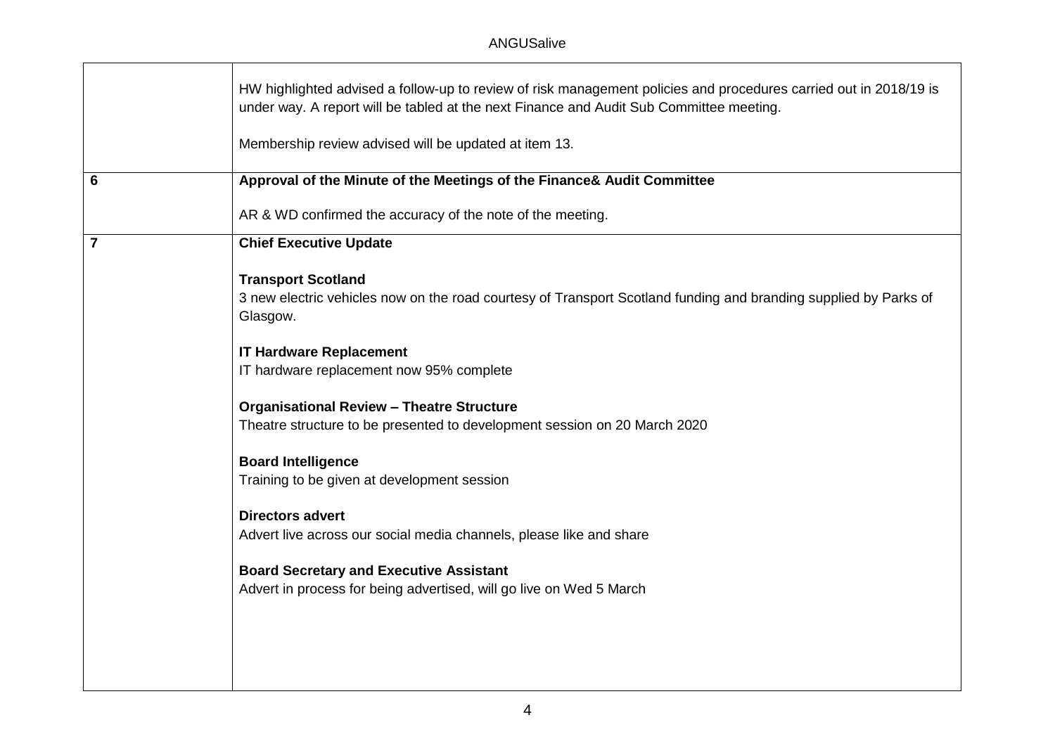| | |
|---|---|
| | HW highlighted advised a follow-up to review of risk management policies and procedures carried out in 2018/19 is under way. A report will be tabled at the next Finance and Audit Sub Committee meeting.<br><br>Membership review advised will be updated at item 13. |
| **6** | **Approval of the Minute of the Meetings of the Finance& Audit Committee**<br><br>AR & WD confirmed the accuracy of the note of the meeting. |
| **7** | **Chief Executive Update**<br><br>**Transport Scotland**<br>3 new electric vehicles now on the road courtesy of Transport Scotland funding and branding supplied by Parks of Glasgow.<br><br>**IT Hardware Replacement**<br>IT hardware replacement now 95% complete<br><br>**Organisational Review – Theatre Structure**<br>Theatre structure to be presented to development session on 20 March 2020<br><br>**Board Intelligence**<br>Training to be given at development session<br><br>**Directors advert**<br>Advert live across our social media channels, please like and share<br><br>**Board Secretary and Executive Assistant**<br>Advert in process for being advertised, will go live on Wed 5 March |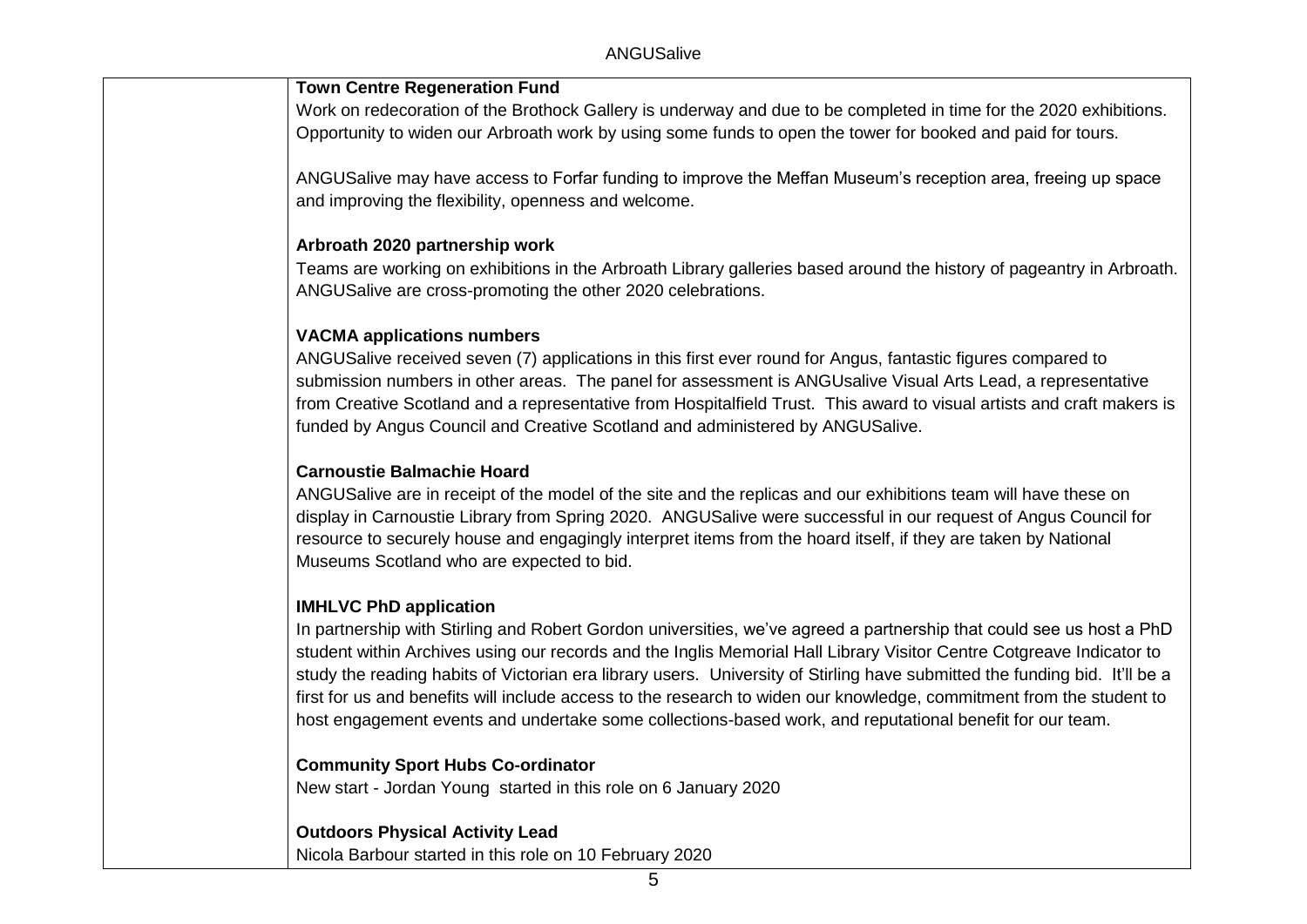**Town Centre Regeneration Fund**

Work on redecoration of the Brothock Gallery is underway and due to be completed in time for the 2020 exhibitions. Opportunity to widen our Arbroath work by using some funds to open the tower for booked and paid for tours.

ANGUSalive may have access to Forfar funding to improve the Meffan Museum's reception area, freeing up space and improving the flexibility, openness and welcome.

**Arbroath 2020 partnership work**

Teams are working on exhibitions in the Arbroath Library galleries based around the history of pageantry in Arbroath. ANGUSalive are cross-promoting the other 2020 celebrations.

**VACMA applications numbers**

ANGUSalive received seven (7) applications in this first ever round for Angus, fantastic figures compared to submission numbers in other areas. The panel for assessment is ANGUsalive Visual Arts Lead, a representative from Creative Scotland and a representative from Hospitalfield Trust. This award to visual artists and craft makers is funded by Angus Council and Creative Scotland and administered by ANGUSalive.

**Carnoustie Balmachie Hoard**

ANGUSalive are in receipt of the model of the site and the replicas and our exhibitions team will have these on display in Carnoustie Library from Spring 2020. ANGUSalive were successful in our request of Angus Council for resource to securely house and engagingly interpret items from the hoard itself, if they are taken by National Museums Scotland who are expected to bid.

**IMHLVC PhD application**

In partnership with Stirling and Robert Gordon universities, we've agreed a partnership that could see us host a PhD student within Archives using our records and the Inglis Memorial Hall Library Visitor Centre Cotgreave Indicator to study the reading habits of Victorian era library users. University of Stirling have submitted the funding bid. It'll be a first for us and benefits will include access to the research to widen our knowledge, commitment from the student to host engagement events and undertake some collections-based work, and reputational benefit for our team.

**Community Sport Hubs Co-ordinator**

New start - Jordan Young started in this role on 6 January 2020

**Outdoors Physical Activity Lead**

Nicola Barbour started in this role on 10 February 2020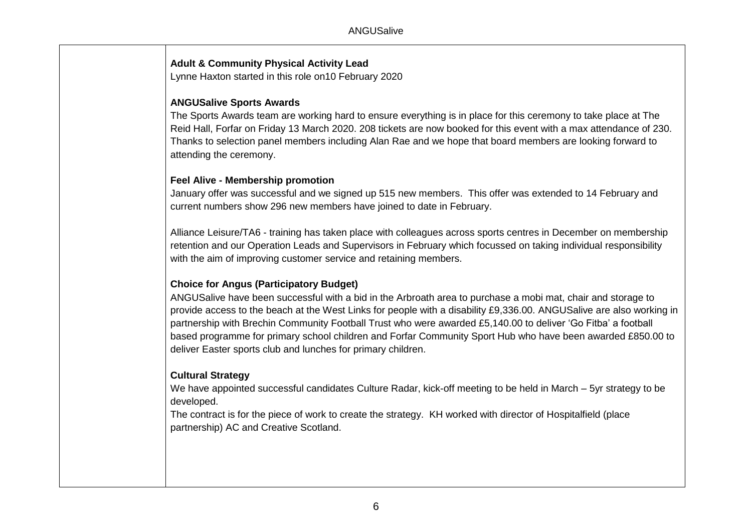**Adult & Community Physical Activity Lead**

Lynne Haxton started in this role on10 February 2020

**ANGUSalive Sports Awards**

The Sports Awards team are working hard to ensure everything is in place for this ceremony to take place at The Reid Hall, Forfar on Friday 13 March 2020. 208 tickets are now booked for this event with a max attendance of 230. Thanks to selection panel members including Alan Rae and we hope that board members are looking forward to attending the ceremony.

**Feel Alive - Membership promotion**

January offer was successful and we signed up 515 new members. This offer was extended to 14 February and current numbers show 296 new members have joined to date in February.

Alliance Leisure/TA6 - training has taken place with colleagues across sports centres in December on membership retention and our Operation Leads and Supervisors in February which focussed on taking individual responsibility with the aim of improving customer service and retaining members.

**Choice for Angus (Participatory Budget)**

ANGUSalive have been successful with a bid in the Arbroath area to purchase a mobi mat, chair and storage to provide access to the beach at the West Links for people with a disability £9,336.00. ANGUSalive are also working in partnership with Brechin Community Football Trust who were awarded £5,140.00 to deliver 'Go Fitba' a football based programme for primary school children and Forfar Community Sport Hub who have been awarded £850.00 to deliver Easter sports club and lunches for primary children.

**Cultural Strategy**

We have appointed successful candidates Culture Radar, kick-off meeting to be held in March – 5yr strategy to be developed.

The contract is for the piece of work to create the strategy. KH worked with director of Hospitalfield (place partnership) AC and Creative Scotland.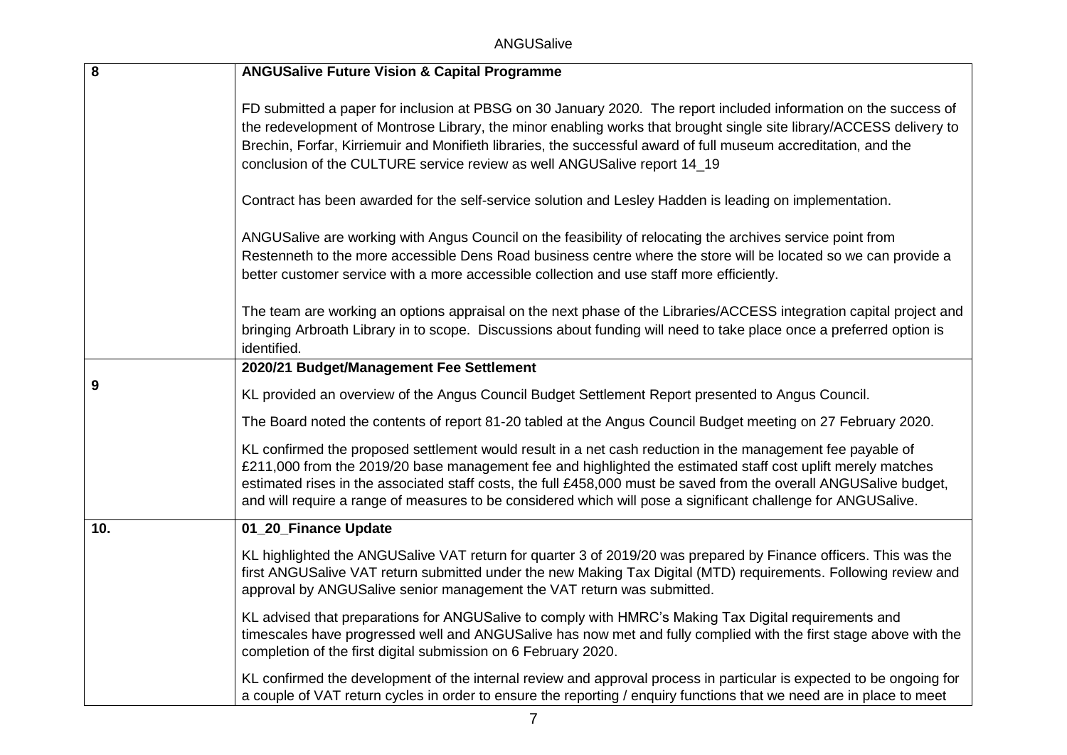| | |
|---|---|
| 8 | **ANGUSalive Future Vision & Capital Programme**<br><br>FD submitted a paper for inclusion at PBSG on 30 January 2020. The report included information on the success of the redevelopment of Montrose Library, the minor enabling works that brought single site library/ACCESS delivery to Brechin, Forfar, Kirriemuir and Monifieth libraries, the successful award of full museum accreditation, and the conclusion of the CULTURE service review as well ANGUSalive report 14_19<br><br>Contract has been awarded for the self-service solution and Lesley Hadden is leading on implementation.<br><br>ANGUSalive are working with Angus Council on the feasibility of relocating the archives service point from Restenneth to the more accessible Dens Road business centre where the store will be located so we can provide a better customer service with a more accessible collection and use staff more efficiently.<br><br>The team are working an options appraisal on the next phase of the Libraries/ACCESS integration capital project and bringing Arbroath Library in to scope. Discussions about funding will need to take place once a preferred option is identified. |
| 9 | **2020/21 Budget/Management Fee Settlement**<br><br>KL provided an overview of the Angus Council Budget Settlement Report presented to Angus Council.<br><br>The Board noted the contents of report 81-20 tabled at the Angus Council Budget meeting on 27 February 2020.<br><br>KL confirmed the proposed settlement would result in a net cash reduction in the management fee payable of £211,000 from the 2019/20 base management fee and highlighted the estimated staff cost uplift merely matches estimated rises in the associated staff costs, the full £458,000 must be saved from the overall ANGUSalive budget, and will require a range of measures to be considered which will pose a significant challenge for ANGUSalive. |
| 10. | **01_20_Finance Update**<br><br>KL highlighted the ANGUSalive VAT return for quarter 3 of 2019/20 was prepared by Finance officers. This was the first ANGUSalive VAT return submitted under the new Making Tax Digital (MTD) requirements. Following review and approval by ANGUSalive senior management the VAT return was submitted.<br><br>KL advised that preparations for ANGUSalive to comply with HMRC's Making Tax Digital requirements and timescales have progressed well and ANGUSalive has now met and fully complied with the first stage above with the completion of the first digital submission on 6 February 2020.<br><br>KL confirmed the development of the internal review and approval process in particular is expected to be ongoing for a couple of VAT return cycles in order to ensure the reporting / enquiry functions that we need are in place to meet |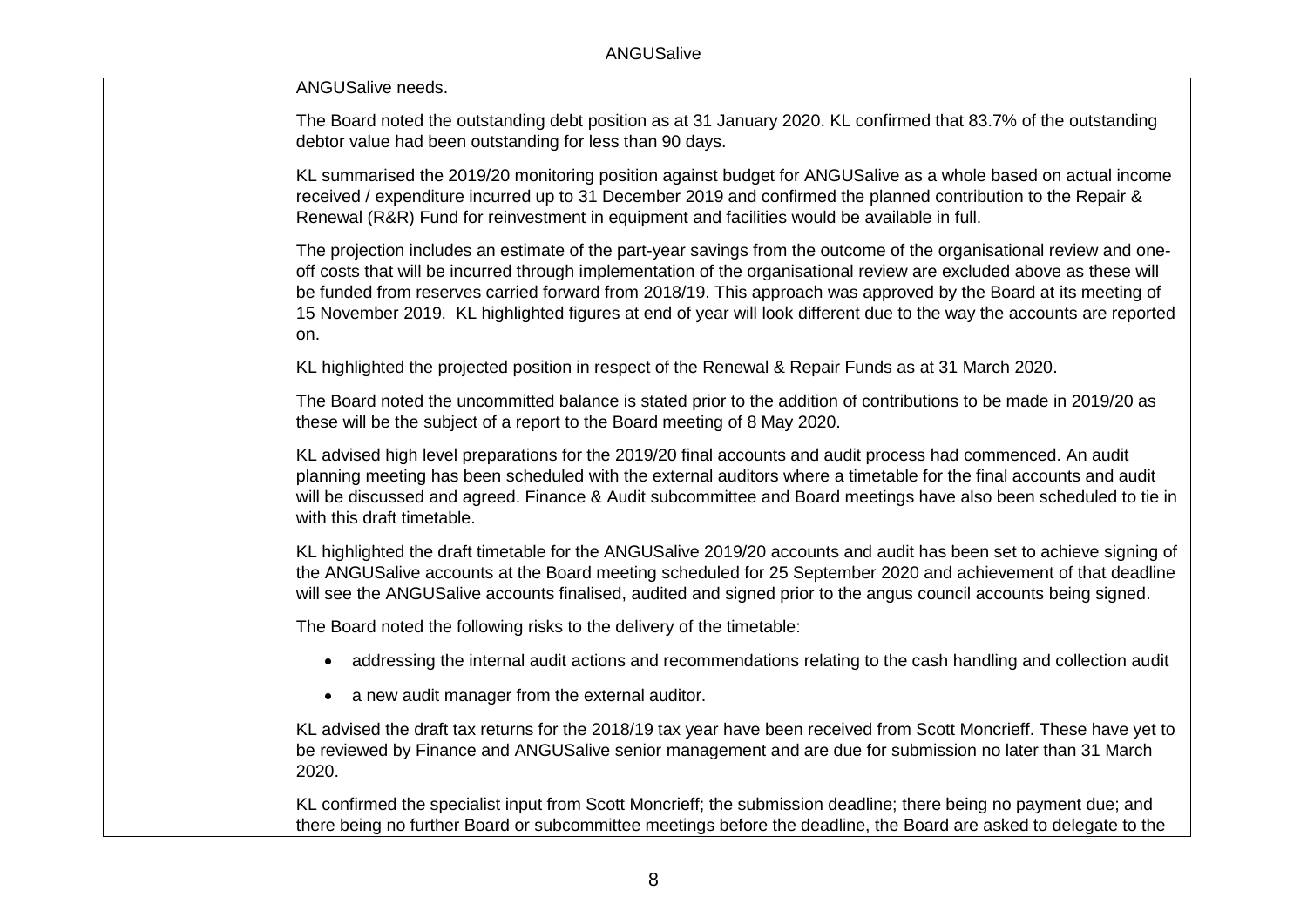ANGUSalive needs.

The Board noted the outstanding debt position as at 31 January 2020. KL confirmed that 83.7% of the outstanding debtor value had been outstanding for less than 90 days.

KL summarised the 2019/20 monitoring position against budget for ANGUSalive as a whole based on actual income received / expenditure incurred up to 31 December 2019 and confirmed the planned contribution to the Repair & Renewal (R&R) Fund for reinvestment in equipment and facilities would be available in full.

The projection includes an estimate of the part-year savings from the outcome of the organisational review and one-off costs that will be incurred through implementation of the organisational review are excluded above as these will be funded from reserves carried forward from 2018/19. This approach was approved by the Board at its meeting of 15 November 2019. KL highlighted figures at end of year will look different due to the way the accounts are reported on.

KL highlighted the projected position in respect of the Renewal & Repair Funds as at 31 March 2020.

The Board noted the uncommitted balance is stated prior to the addition of contributions to be made in 2019/20 as these will be the subject of a report to the Board meeting of 8 May 2020.

KL advised high level preparations for the 2019/20 final accounts and audit process had commenced. An audit planning meeting has been scheduled with the external auditors where a timetable for the final accounts and audit will be discussed and agreed. Finance & Audit subcommittee and Board meetings have also been scheduled to tie in with this draft timetable.

KL highlighted the draft timetable for the ANGUSalive 2019/20 accounts and audit has been set to achieve signing of the ANGUSalive accounts at the Board meeting scheduled for 25 September 2020 and achievement of that deadline will see the ANGUSalive accounts finalised, audited and signed prior to the angus council accounts being signed.

The Board noted the following risks to the delivery of the timetable:

- addressing the internal audit actions and recommendations relating to the cash handling and collection audit
- a new audit manager from the external auditor.

KL advised the draft tax returns for the 2018/19 tax year have been received from Scott Moncrieff. These have yet to be reviewed by Finance and ANGUSalive senior management and are due for submission no later than 31 March 2020.

KL confirmed the specialist input from Scott Moncrieff; the submission deadline; there being no payment due; and there being no further Board or subcommittee meetings before the deadline, the Board are asked to delegate to the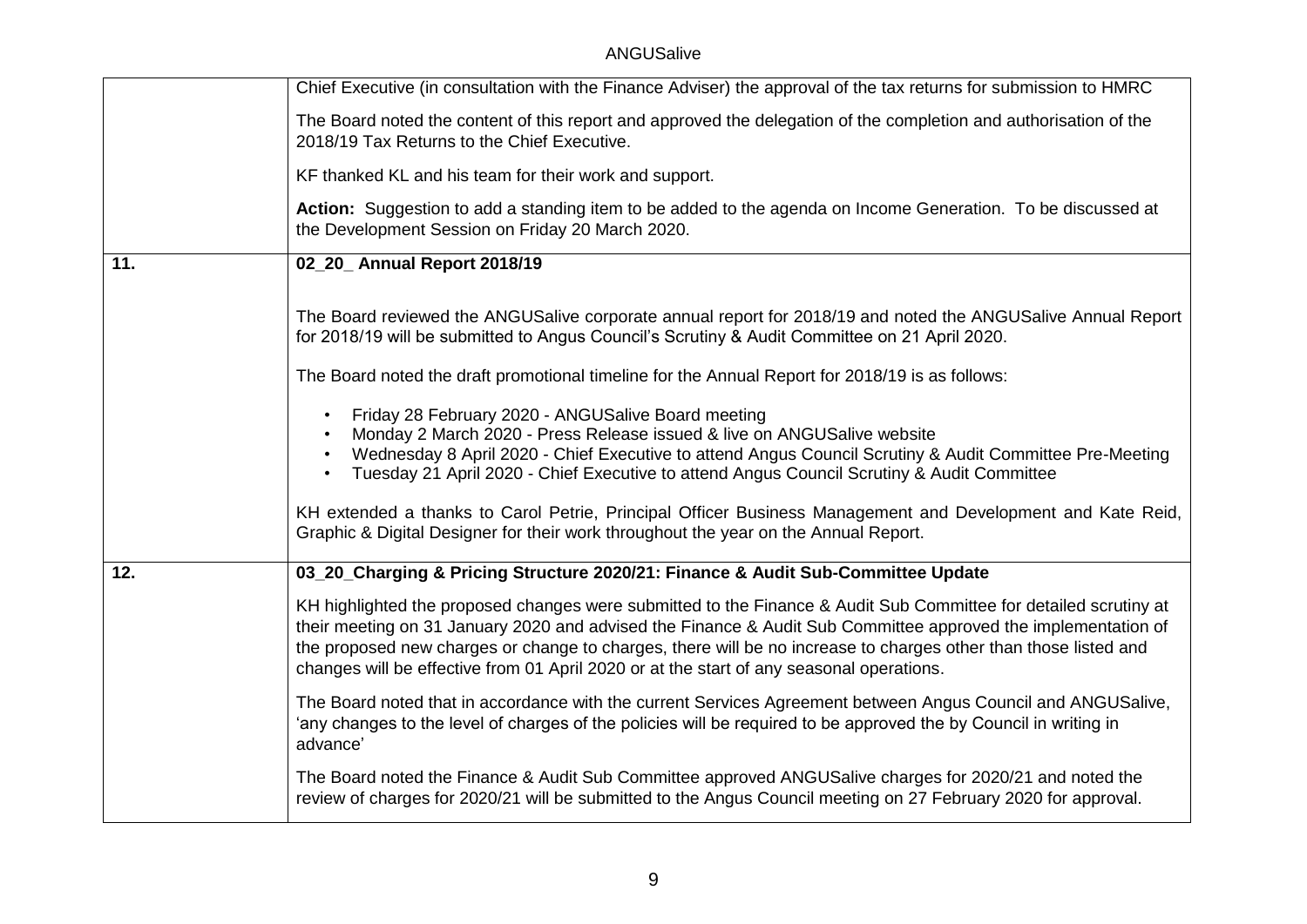| | |
|---|---|
| | Chief Executive (in consultation with the Finance Adviser) the approval of the tax returns for submission to HMRC<br><br>The Board noted the content of this report and approved the delegation of the completion and authorisation of the 2018/19 Tax Returns to the Chief Executive.<br><br>KF thanked KL and his team for their work and support.<br><br>**Action:** Suggestion to add a standing item to be added to the agenda on Income Generation. To be discussed at the Development Session on Friday 20 March 2020. |
| **11.** | **02_20_ Annual Report 2018/19**<br><br>The Board reviewed the ANGUSalive corporate annual report for 2018/19 and noted the ANGUSalive Annual Report for 2018/19 will be submitted to Angus Council's Scrutiny & Audit Committee on 21 April 2020.<br><br>The Board noted the draft promotional timeline for the Annual Report for 2018/19 is as follows:<br><br>• Friday 28 February 2020 - ANGUSalive Board meeting<br>• Monday 2 March 2020 - Press Release issued & live on ANGUSalive website<br>• Wednesday 8 April 2020 - Chief Executive to attend Angus Council Scrutiny & Audit Committee Pre-Meeting<br>• Tuesday 21 April 2020 - Chief Executive to attend Angus Council Scrutiny & Audit Committee<br><br>KH extended a thanks to Carol Petrie, Principal Officer Business Management and Development and Kate Reid, Graphic & Digital Designer for their work throughout the year on the Annual Report. |
| **12.** | **03_20_Charging & Pricing Structure 2020/21: Finance & Audit Sub-Committee Update**<br><br>KH highlighted the proposed changes were submitted to the Finance & Audit Sub Committee for detailed scrutiny at their meeting on 31 January 2020 and advised the Finance & Audit Sub Committee approved the implementation of the proposed new charges or change to charges, there will be no increase to charges other than those listed and changes will be effective from 01 April 2020 or at the start of any seasonal operations.<br><br>The Board noted that in accordance with the current Services Agreement between Angus Council and ANGUSalive, 'any changes to the level of charges of the policies will be required to be approved the by Council in writing in advance'<br><br>The Board noted the Finance & Audit Sub Committee approved ANGUSalive charges for 2020/21 and noted the review of charges for 2020/21 will be submitted to the Angus Council meeting on 27 February 2020 for approval. |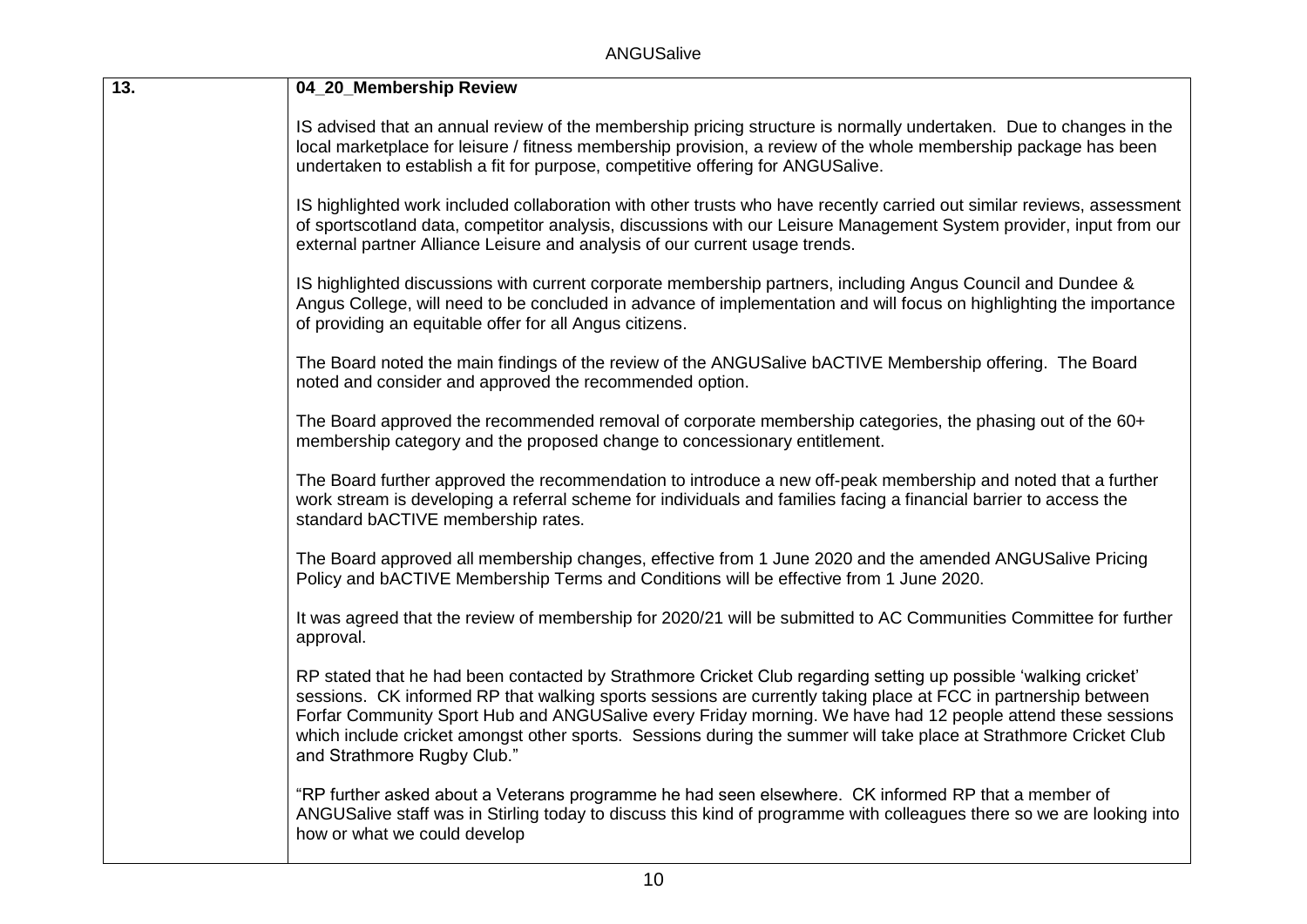| 13. | **04_20_Membership Review** |
|---|---|
| | IS advised that an annual review of the membership pricing structure is normally undertaken. Due to changes in the local marketplace for leisure / fitness membership provision, a review of the whole membership package has been undertaken to establish a fit for purpose, competitive offering for ANGUSalive.<br><br>IS highlighted work included collaboration with other trusts who have recently carried out similar reviews, assessment of sportscotland data, competitor analysis, discussions with our Leisure Management System provider, input from our external partner Alliance Leisure and analysis of our current usage trends.<br><br>IS highlighted discussions with current corporate membership partners, including Angus Council and Dundee & Angus College, will need to be concluded in advance of implementation and will focus on highlighting the importance of providing an equitable offer for all Angus citizens.<br><br>The Board noted the main findings of the review of the ANGUSalive bACTIVE Membership offering. The Board noted and consider and approved the recommended option.<br><br>The Board approved the recommended removal of corporate membership categories, the phasing out of the 60+ membership category and the proposed change to concessionary entitlement.<br><br>The Board further approved the recommendation to introduce a new off-peak membership and noted that a further work stream is developing a referral scheme for individuals and families facing a financial barrier to access the standard bACTIVE membership rates.<br><br>The Board approved all membership changes, effective from 1 June 2020 and the amended ANGUSalive Pricing Policy and bACTIVE Membership Terms and Conditions will be effective from 1 June 2020.<br><br>It was agreed that the review of membership for 2020/21 will be submitted to AC Communities Committee for further approval.<br><br>RP stated that he had been contacted by Strathmore Cricket Club regarding setting up possible 'walking cricket' sessions. CK informed RP that walking sports sessions are currently taking place at FCC in partnership between Forfar Community Sport Hub and ANGUSalive every Friday morning. We have had 12 people attend these sessions which include cricket amongst other sports. Sessions during the summer will take place at Strathmore Cricket Club and Strathmore Rugby Club."<br><br>"RP further asked about a Veterans programme he had seen elsewhere. CK informed RP that a member of ANGUSalive staff was in Stirling today to discuss this kind of programme with colleagues there so we are looking into how or what we could develop |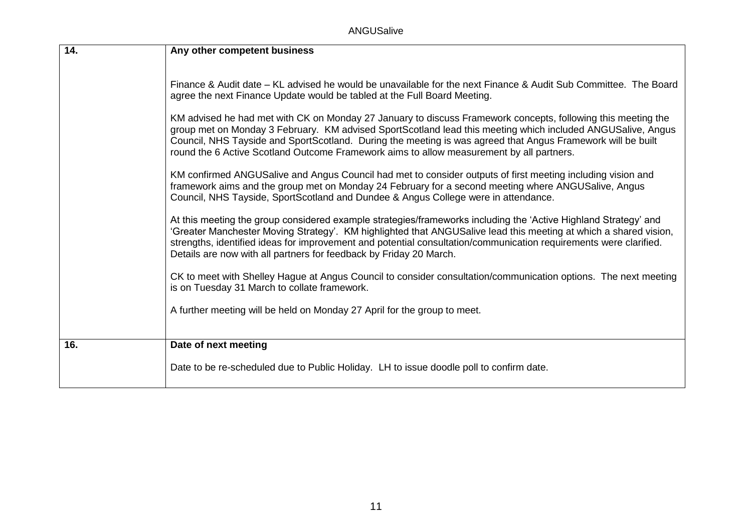| | |
|---|---|
| **14.** | **Any other competent business**<br><br>Finance & Audit date – KL advised he would be unavailable for the next Finance & Audit Sub Committee. The Board agree the next Finance Update would be tabled at the Full Board Meeting.<br><br>KM advised he had met with CK on Monday 27 January to discuss Framework concepts, following this meeting the group met on Monday 3 February. KM advised SportScotland lead this meeting which included ANGUSalive, Angus Council, NHS Tayside and SportScotland. During the meeting is was agreed that Angus Framework will be built round the 6 Active Scotland Outcome Framework aims to allow measurement by all partners.<br><br>KM confirmed ANGUSalive and Angus Council had met to consider outputs of first meeting including vision and framework aims and the group met on Monday 24 February for a second meeting where ANGUSalive, Angus Council, NHS Tayside, SportScotland and Dundee & Angus College were in attendance.<br><br>At this meeting the group considered example strategies/frameworks including the 'Active Highland Strategy' and 'Greater Manchester Moving Strategy'. KM highlighted that ANGUSalive lead this meeting at which a shared vision, strengths, identified ideas for improvement and potential consultation/communication requirements were clarified. Details are now with all partners for feedback by Friday 20 March.<br><br>CK to meet with Shelley Hague at Angus Council to consider consultation/communication options. The next meeting is on Tuesday 31 March to collate framework.<br><br>A further meeting will be held on Monday 27 April for the group to meet. |
| **16.** | **Date of next meeting**<br><br>Date to be re-scheduled due to Public Holiday. LH to issue doodle poll to confirm date. |